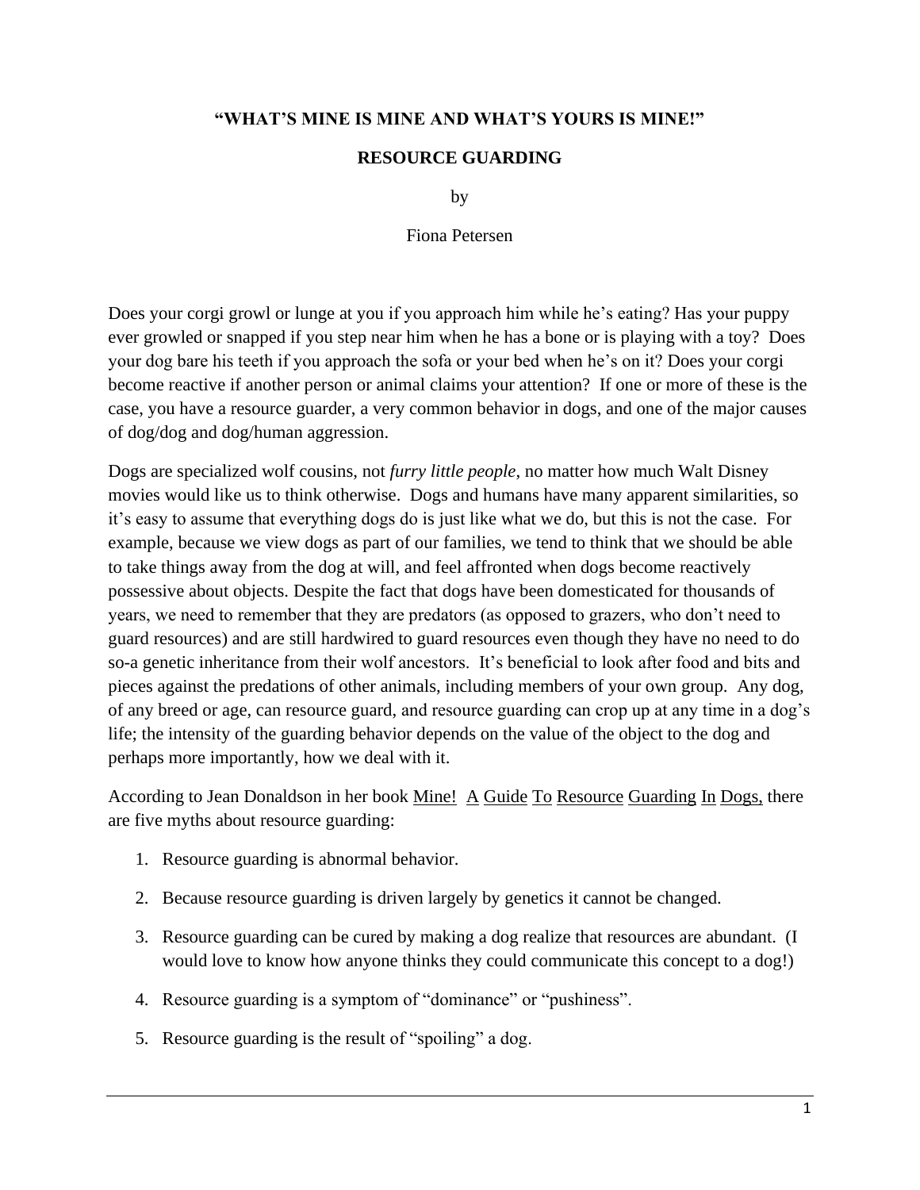**"WHAT'S MINE IS MINE AND WHAT'S YOURS IS MINE!"**

**RESOURCE GUARDING**

by

Fiona Petersen

Does your corgi growl or lunge at you if you approach him while he's eating? Has your puppy ever growled or snapped if you step near him when he has a bone or is playing with a toy? Does your dog bare his teeth if you approach the sofa or your bed when he's on it? Does your corgi become reactive if another person or animal claims your attention? If one or more of these is the case, you have a resource guarder, a very common behavior in dogs, and one of the major causes of dog/dog and dog/human aggression.

Dogs are specialized wolf cousins, not *furry little people*, no matter how much Walt Disney movies would like us to think otherwise. Dogs and humans have many apparent similarities, so it's easy to assume that everything dogs do is just like what we do, but this is not the case. For example, because we view dogs as part of our families, we tend to think that we should be able to take things away from the dog at will, and feel affronted when dogs become reactively possessive about objects. Despite the fact that dogs have been domesticated for thousands of years, we need to remember that they are predators (as opposed to grazers, who don't need to guard resources) and are still hardwired to guard resources even though they have no need to do so-a genetic inheritance from their wolf ancestors. It's beneficial to look after food and bits and pieces against the predations of other animals, including members of your own group. Any dog, of any breed or age, can resource guard, and resource guarding can crop up at any time in a dog's life; the intensity of the guarding behavior depends on the value of the object to the dog and perhaps more importantly, how we deal with it.

According to Jean Donaldson in her book Mine! A Guide To Resource Guarding In Dogs, there are five myths about resource guarding:

1. Resource guarding is abnormal behavior.
2. Because resource guarding is driven largely by genetics it cannot be changed.
3. Resource guarding can be cured by making a dog realize that resources are abundant. (I would love to know how anyone thinks they could communicate this concept to a dog!)
4. Resource guarding is a symptom of "dominance" or "pushiness".
5. Resource guarding is the result of "spoiling" a dog.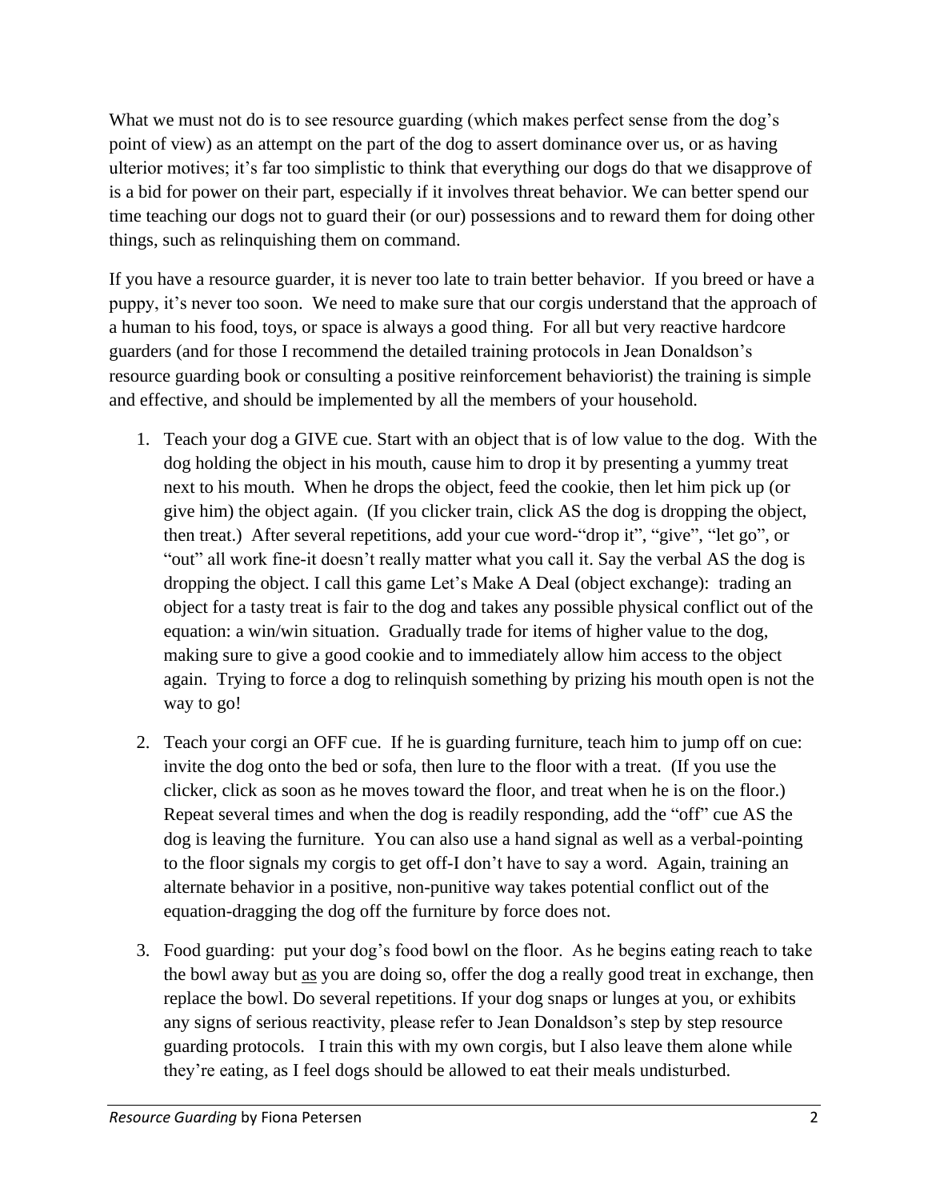What we must not do is to see resource guarding (which makes perfect sense from the dog's point of view) as an attempt on the part of the dog to assert dominance over us, or as having ulterior motives; it's far too simplistic to think that everything our dogs do that we disapprove of is a bid for power on their part, especially if it involves threat behavior. We can better spend our time teaching our dogs not to guard their (or our) possessions and to reward them for doing other things, such as relinquishing them on command.

If you have a resource guarder, it is never too late to train better behavior. If you breed or have a puppy, it's never too soon. We need to make sure that our corgis understand that the approach of a human to his food, toys, or space is always a good thing. For all but very reactive hardcore guarders (and for those I recommend the detailed training protocols in Jean Donaldson's resource guarding book or consulting a positive reinforcement behaviorist) the training is simple and effective, and should be implemented by all the members of your household.

1. Teach your dog a GIVE cue. Start with an object that is of low value to the dog. With the dog holding the object in his mouth, cause him to drop it by presenting a yummy treat next to his mouth. When he drops the object, feed the cookie, then let him pick up (or give him) the object again. (If you clicker train, click AS the dog is dropping the object, then treat.) After several repetitions, add your cue word-"drop it", "give", "let go", or "out" all work fine-it doesn't really matter what you call it. Say the verbal AS the dog is dropping the object. I call this game Let's Make A Deal (object exchange): trading an object for a tasty treat is fair to the dog and takes any possible physical conflict out of the equation: a win/win situation. Gradually trade for items of higher value to the dog, making sure to give a good cookie and to immediately allow him access to the object again. Trying to force a dog to relinquish something by prizing his mouth open is not the way to go!

2. Teach your corgi an OFF cue. If he is guarding furniture, teach him to jump off on cue: invite the dog onto the bed or sofa, then lure to the floor with a treat. (If you use the clicker, click as soon as he moves toward the floor, and treat when he is on the floor.) Repeat several times and when the dog is readily responding, add the "off" cue AS the dog is leaving the furniture. You can also use a hand signal as well as a verbal-pointing to the floor signals my corgis to get off-I don't have to say a word. Again, training an alternate behavior in a positive, non-punitive way takes potential conflict out of the equation-dragging the dog off the furniture by force does not.

3. Food guarding: put your dog's food bowl on the floor. As he begins eating reach to take the bowl away but <u>as</u> you are doing so, offer the dog a really good treat in exchange, then replace the bowl. Do several repetitions. If your dog snaps or lunges at you, or exhibits any signs of serious reactivity, please refer to Jean Donaldson's step by step resource guarding protocols. I train this with my own corgis, but I also leave them alone while they're eating, as I feel dogs should be allowed to eat their meals undisturbed.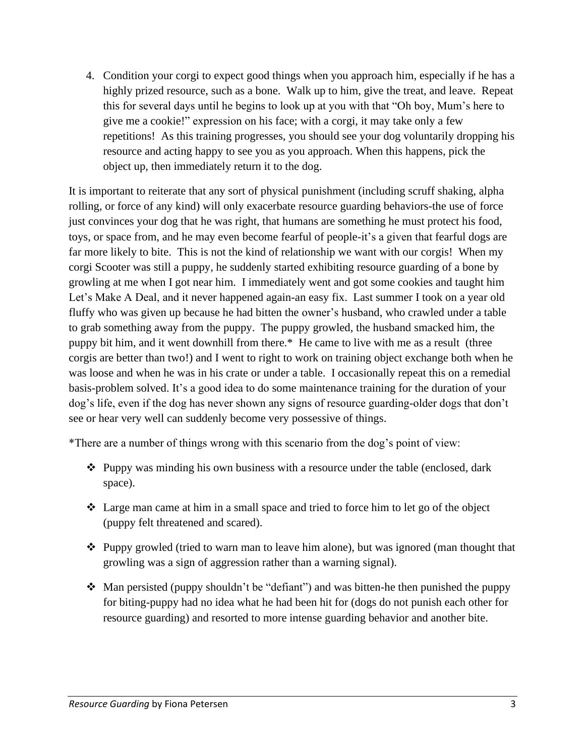4. Condition your corgi to expect good things when you approach him, especially if he has a highly prized resource, such as a bone. Walk up to him, give the treat, and leave. Repeat this for several days until he begins to look up at you with that "Oh boy, Mum's here to give me a cookie!" expression on his face; with a corgi, it may take only a few repetitions! As this training progresses, you should see your dog voluntarily dropping his resource and acting happy to see you as you approach. When this happens, pick the object up, then immediately return it to the dog.

It is important to reiterate that any sort of physical punishment (including scruff shaking, alpha rolling, or force of any kind) will only exacerbate resource guarding behaviors-the use of force just convinces your dog that he was right, that humans are something he must protect his food, toys, or space from, and he may even become fearful of people-it's a given that fearful dogs are far more likely to bite. This is not the kind of relationship we want with our corgis! When my corgi Scooter was still a puppy, he suddenly started exhibiting resource guarding of a bone by growling at me when I got near him. I immediately went and got some cookies and taught him Let's Make A Deal, and it never happened again-an easy fix. Last summer I took on a year old fluffy who was given up because he had bitten the owner's husband, who crawled under a table to grab something away from the puppy. The puppy growled, the husband smacked him, the puppy bit him, and it went downhill from there.* He came to live with me as a result (three corgis are better than two!) and I went to right to work on training object exchange both when he was loose and when he was in his crate or under a table. I occasionally repeat this on a remedial basis-problem solved. It's a good idea to do some maintenance training for the duration of your dog's life, even if the dog has never shown any signs of resource guarding-older dogs that don't see or hear very well can suddenly become very possessive of things.

*There are a number of things wrong with this scenario from the dog's point of view:

- Puppy was minding his own business with a resource under the table (enclosed, dark space).
- Large man came at him in a small space and tried to force him to let go of the object (puppy felt threatened and scared).
- Puppy growled (tried to warn man to leave him alone), but was ignored (man thought that growling was a sign of aggression rather than a warning signal).
- Man persisted (puppy shouldn't be "defiant") and was bitten-he then punished the puppy for biting-puppy had no idea what he had been hit for (dogs do not punish each other for resource guarding) and resorted to more intense guarding behavior and another bite.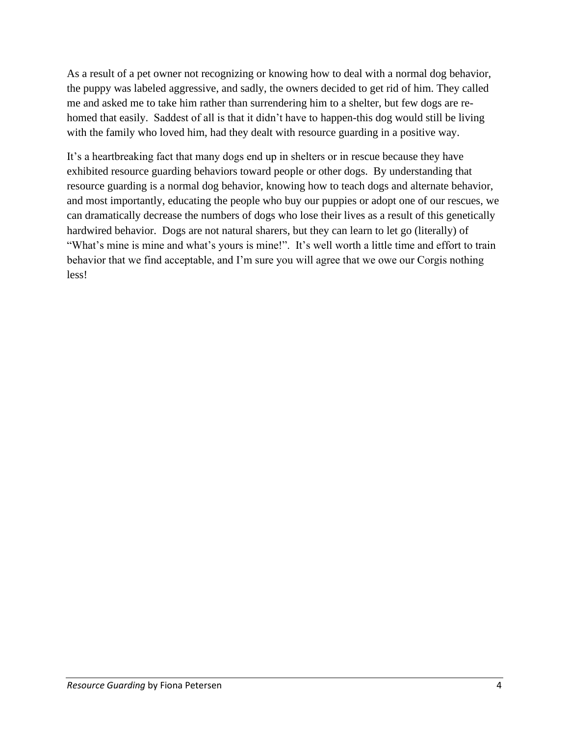As a result of a pet owner not recognizing or knowing how to deal with a normal dog behavior, the puppy was labeled aggressive, and sadly, the owners decided to get rid of him. They called me and asked me to take him rather than surrendering him to a shelter, but few dogs are re-homed that easily. Saddest of all is that it didn't have to happen-this dog would still be living with the family who loved him, had they dealt with resource guarding in a positive way.

It's a heartbreaking fact that many dogs end up in shelters or in rescue because they have exhibited resource guarding behaviors toward people or other dogs. By understanding that resource guarding is a normal dog behavior, knowing how to teach dogs and alternate behavior, and most importantly, educating the people who buy our puppies or adopt one of our rescues, we can dramatically decrease the numbers of dogs who lose their lives as a result of this genetically hardwired behavior. Dogs are not natural sharers, but they can learn to let go (literally) of "What's mine is mine and what's yours is mine!". It's well worth a little time and effort to train behavior that we find acceptable, and I'm sure you will agree that we owe our Corgis nothing less!